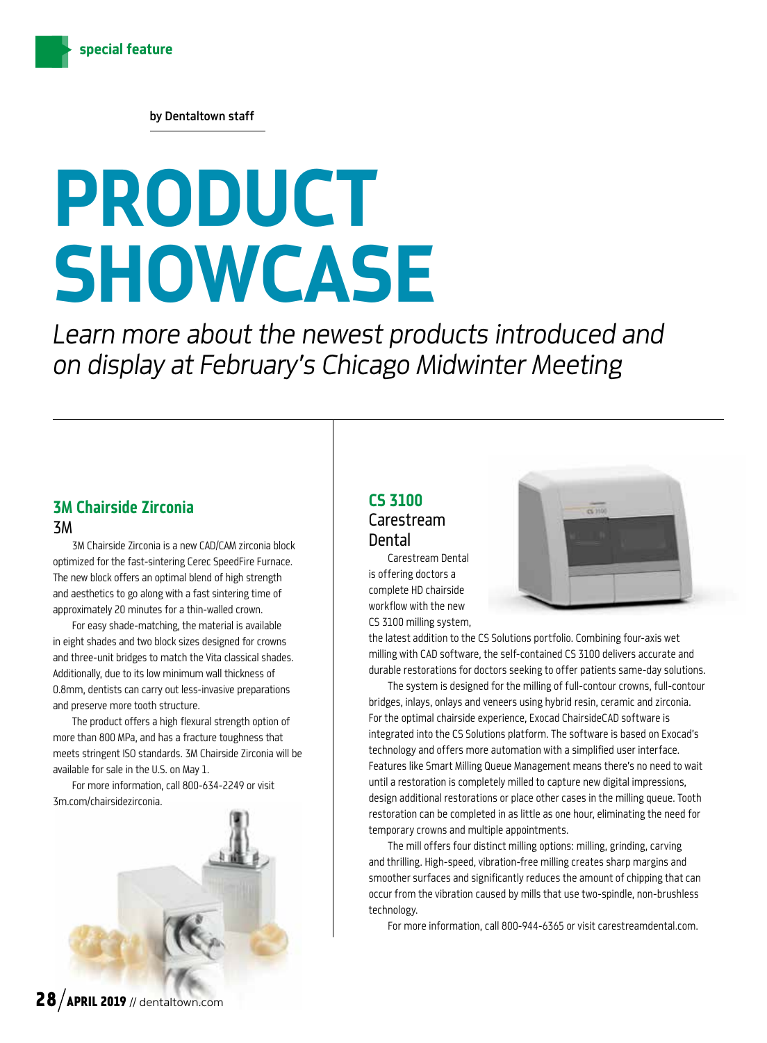special feature

by Dentaltown staff

# PRODUCT SHOWCASE

*Learn more about the newest products introduced and on display at February's Chicago Midwinter Meeting*

## 3M Chairside Zirconia

### 3M

3M Chairside Zirconia is a new CAD/CAM zirconia block optimized for the fast-sintering Cerec SpeedFire Furnace. The new block offers an optimal blend of high strength and aesthetics to go along with a fast sintering time of approximately 20 minutes for a thin-walled crown.

For easy shade-matching, the material is available in eight shades and two block sizes designed for crowns and three-unit bridges to match the Vita classical shades. Additionally, due to its low minimum wall thickness of 0.8mm, dentists can carry out less-invasive preparations and preserve more tooth structure.

The product offers a high flexural strength option of more than 800 MPa, and has a fracture toughness that meets stringent ISO standards. 3M Chairside Zirconia will be available for sale in the U.S. on May 1.

For more information, call 800-634-2249 or visit 3m.com/chairsidezirconia.

## CS 3100

### Carestream Dental

Carestream Dental is offering doctors a complete HD chairside workflow with the new CS 3100 milling system, the latest addition to the CS Solutions portfolio. Combining four-axis wet milling with CAD software, the self-contained CS 3100 delivers accurate and durable restorations for doctors seeking to offer patients same-day solutions.

The system is designed for the milling of full-contour crowns, full-contour bridges, inlays, onlays and veneers using hybrid resin, ceramic and zirconia. For the optimal chairside experience, Exocad ChairsideCAD software is integrated into the CS Solutions platform. The software is based on Exocad's technology and offers more automation with a simplified user interface. Features like Smart Milling Queue Management means there's no need to wait until a restoration is completely milled to capture new digital impressions, design additional restorations or place other cases in the milling queue. Tooth restoration can be completed in as little as one hour, eliminating the need for temporary crowns and multiple appointments.

The mill offers four distinct milling options: milling, grinding, carving and thrilling. High-speed, vibration-free milling creates sharp margins and smoother surfaces and significantly reduces the amount of chipping that can occur from the vibration caused by mills that use two-spindle, non-brushless technology.

For more information, call 800-944-6365 or visit carestreamdental.com.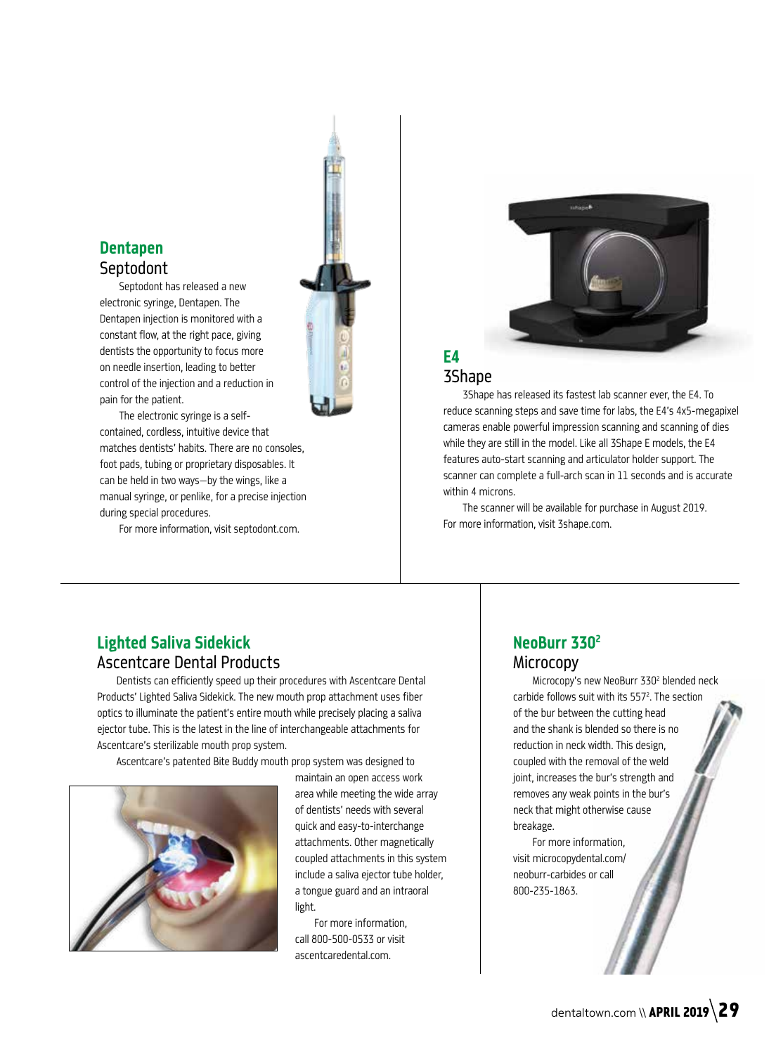## Dentapen

### Septodont

Septodont has released a new electronic syringe, Dentapen. The Dentapen injection is monitored with a constant flow, at the right pace, giving dentists the opportunity to focus more on needle insertion, leading to better control of the injection and a reduction in pain for the patient.

The electronic syringe is a self-contained, cordless, intuitive device that matches dentists' habits. There are no consoles, foot pads, tubing or proprietary disposables. It can be held in two ways—by the wings, like a manual syringe, or penlike, for a precise injection during special procedures.

For more information, visit septodont.com.

## E4

### 3Shape

3Shape has released its fastest lab scanner ever, the E4. To reduce scanning steps and save time for labs, the E4's 4x5-megapixel cameras enable powerful impression scanning and scanning of dies while they are still in the model. Like all 3Shape E models, the E4 features auto-start scanning and articulator holder support. The scanner can complete a full-arch scan in 11 seconds and is accurate within 4 microns.

The scanner will be available for purchase in August 2019. For more information, visit 3shape.com.

## Lighted Saliva Sidekick

### Ascentcare Dental Products

Dentists can efficiently speed up their procedures with Ascentcare Dental Products' Lighted Saliva Sidekick. The new mouth prop attachment uses fiber optics to illuminate the patient's entire mouth while precisely placing a saliva ejector tube. This is the latest in the line of interchangeable attachments for Ascentcare's sterilizable mouth prop system.

Ascentcare's patented Bite Buddy mouth prop system was designed to maintain an open access work area while meeting the wide array of dentists' needs with several quick and easy-to-interchange attachments. Other magnetically coupled attachments in this system include a saliva ejector tube holder, a tongue guard and an intraoral light.

For more information, call 800-500-0533 or visit ascentcaredental.com.

## NeoBurr 330$^2$

### Microcopy

Microcopy's new NeoBurr 330$^2$ blended neck carbide follows suit with its 557$^2$. The section of the bur between the cutting head and the shank is blended so there is no reduction in neck width. This design, coupled with the removal of the weld joint, increases the bur's strength and removes any weak points in the bur's neck that might otherwise cause breakage.

For more information, visit microcopydental.com/neoburr-carbides or call 800-235-1863.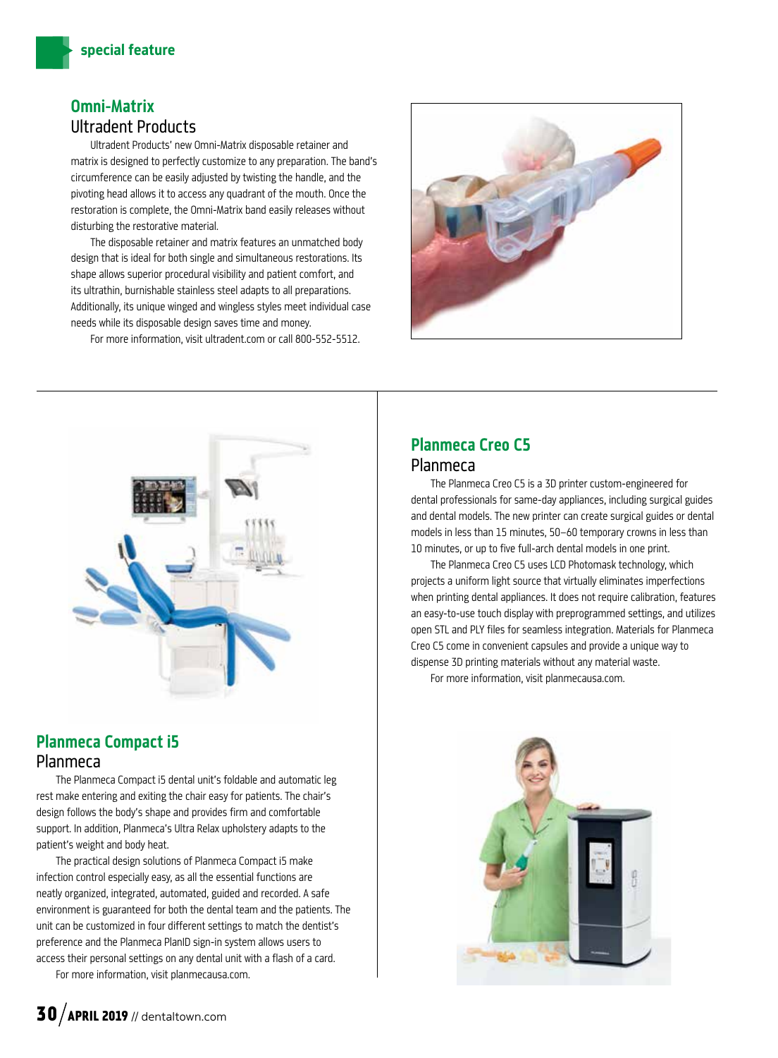## Omni-Matrix
### Ultradent Products

Ultradent Products' new Omni-Matrix disposable retainer and matrix is designed to perfectly customize to any preparation. The band's circumference can be easily adjusted by twisting the handle, and the pivoting head allows it to access any quadrant of the mouth. Once the restoration is complete, the Omni-Matrix band easily releases without disturbing the restorative material.

The disposable retainer and matrix features an unmatched body design that is ideal for both single and simultaneous restorations. Its shape allows superior procedural visibility and patient comfort, and its ultrathin, burnishable stainless steel adapts to all preparations. Additionally, its unique winged and wingless styles meet individual case needs while its disposable design saves time and money.

For more information, visit ultradent.com or call 800-552-5512.

## Planmeca Compact i5
### Planmeca

The Planmeca Compact i5 dental unit's foldable and automatic leg rest make entering and exiting the chair easy for patients. The chair's design follows the body's shape and provides firm and comfortable support. In addition, Planmeca's Ultra Relax upholstery adapts to the patient's weight and body heat.

The practical design solutions of Planmeca Compact i5 make infection control especially easy, as all the essential functions are neatly organized, integrated, automated, guided and recorded. A safe environment is guaranteed for both the dental team and the patients. The unit can be customized in four different settings to match the dentist's preference and the Planmeca PlanID sign-in system allows users to access their personal settings on any dental unit with a flash of a card.

For more information, visit planmecausa.com.

## Planmeca Creo C5
### Planmeca

The Planmeca Creo C5 is a 3D printer custom-engineered for dental professionals for same-day appliances, including surgical guides and dental models. The new printer can create surgical guides or dental models in less than 15 minutes, 50–60 temporary crowns in less than 10 minutes, or up to five full-arch dental models in one print.

The Planmeca Creo C5 uses LCD Photomask technology, which projects a uniform light source that virtually eliminates imperfections when printing dental appliances. It does not require calibration, features an easy-to-use touch display with preprogrammed settings, and utilizes open STL and PLY files for seamless integration. Materials for Planmeca Creo C5 come in convenient capsules and provide a unique way to dispense 3D printing materials without any material waste.

For more information, visit planmecausa.com.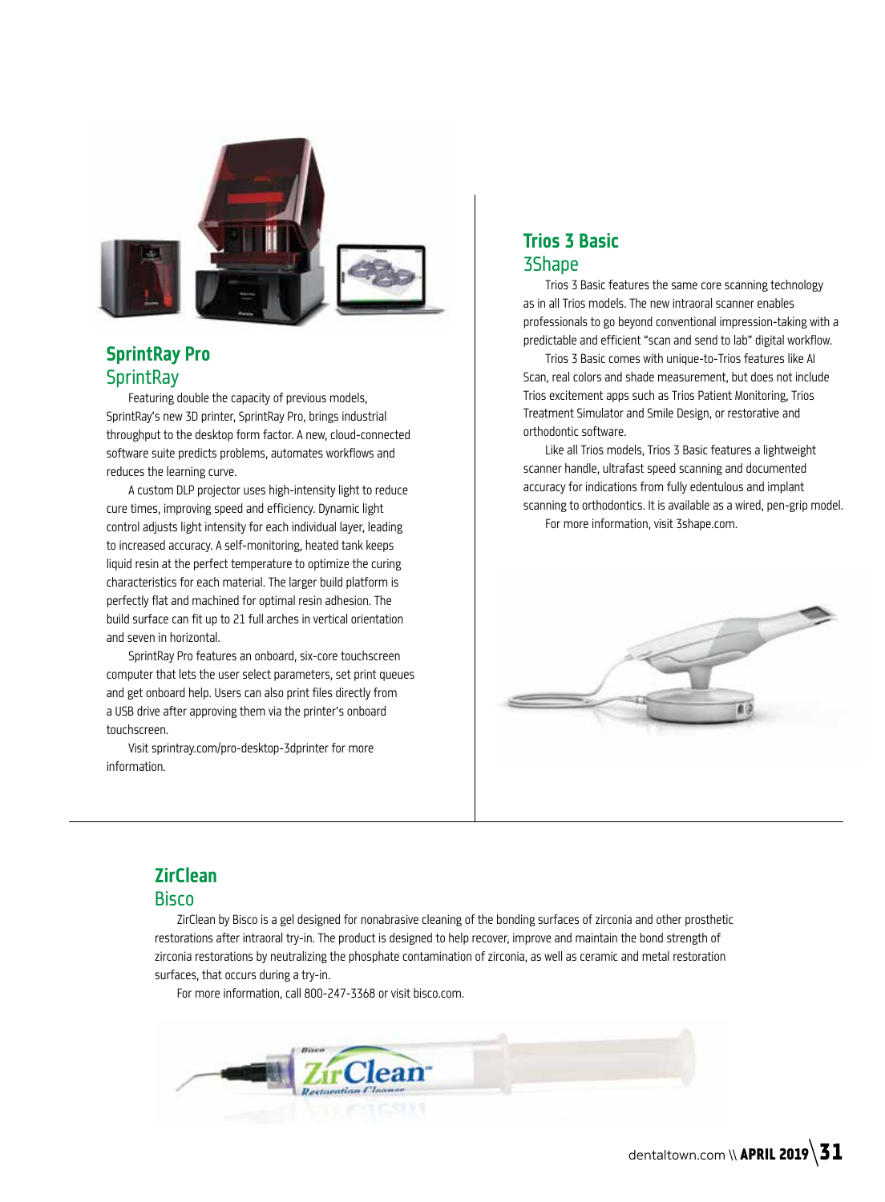## SprintRay Pro

### SprintRay

Featuring double the capacity of previous models, SprintRay's new 3D printer, SprintRay Pro, brings industrial throughput to the desktop form factor. A new, cloud-connected software suite predicts problems, automates workflows and reduces the learning curve.

A custom DLP projector uses high-intensity light to reduce cure times, improving speed and efficiency. Dynamic light control adjusts light intensity for each individual layer, leading to increased accuracy. A self-monitoring, heated tank keeps liquid resin at the perfect temperature to optimize the curing characteristics for each material. The larger build platform is perfectly flat and machined for optimal resin adhesion. The build surface can fit up to 21 full arches in vertical orientation and seven in horizontal.

SprintRay Pro features an onboard, six-core touchscreen computer that lets the user select parameters, set print queues and get onboard help. Users can also print files directly from a USB drive after approving them via the printer's onboard touchscreen.

Visit sprintray.com/pro-desktop-3dprinter for more information.

## Trios 3 Basic

### 3Shape

Trios 3 Basic features the same core scanning technology as in all Trios models. The new intraoral scanner enables professionals to go beyond conventional impression-taking with a predictable and efficient "scan and send to lab" digital workflow.

Trios 3 Basic comes with unique-to-Trios features like AI Scan, real colors and shade measurement, but does not include Trios excitement apps such as Trios Patient Monitoring, Trios Treatment Simulator and Smile Design, or restorative and orthodontic software.

Like all Trios models, Trios 3 Basic features a lightweight scanner handle, ultrafast speed scanning and documented accuracy for indications from fully edentulous and implant scanning to orthodontics. It is available as a wired, pen-grip model.

For more information, visit 3shape.com.

## ZirClean

### Bisco

ZirClean by Bisco is a gel designed for nonabrasive cleaning of the bonding surfaces of zirconia and other prosthetic restorations after intraoral try-in. The product is designed to help recover, improve and maintain the bond strength of zirconia restorations by neutralizing the phosphate contamination of zirconia, as well as ceramic and metal restoration surfaces, that occurs during a try-in.

For more information, call 800-247-3368 or visit bisco.com.